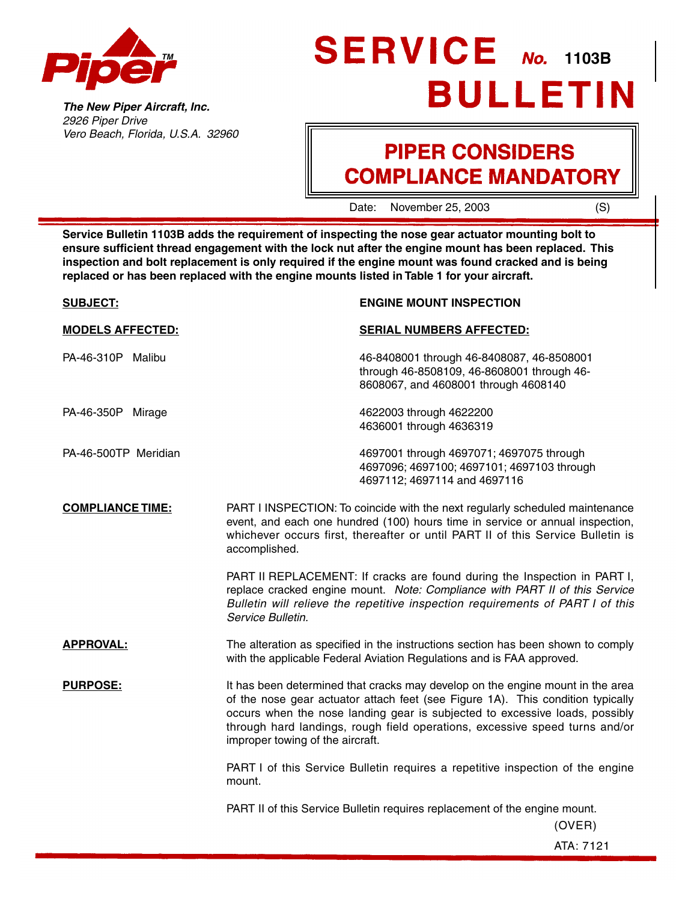**Piper**™

***The New Piper Aircraft, Inc.***
*2926 Piper Drive*
*Vero Beach, Florida, U.S.A. 32960*

# SERVICE BULLETIN *No.* 1103B

## PIPER CONSIDERS COMPLIANCE MANDATORY

Date: November 25, 2003 (S)

**Service Bulletin 1103B adds the requirement of inspecting the nose gear actuator mounting bolt to ensure sufficient thread engagement with the lock nut after the engine mount has been replaced. This inspection and bolt replacement is only required if the engine mount was found cracked and is being replaced or has been replaced with the engine mounts listed in Table 1 for your aircraft.**

**SUBJECT:** **ENGINE MOUNT INSPECTION**

| **MODELS AFFECTED:** | **SERIAL NUMBERS AFFECTED:** |
|---|---|
| PA-46-310P Malibu | 46-8408001 through 46-8408087, 46-8508001 through 46-8508109, 46-8608001 through 46-8608067, and 4608001 through 4608140 |
| PA-46-350P Mirage | 4622003 through 4622200<br>4636001 through 4636319 |
| PA-46-500TP Meridian | 4697001 through 4697071; 4697075 through 4697096; 4697100; 4697101; 4697103 through 4697112; 4697114 and 4697116 |

**COMPLIANCE TIME:**

PART I INSPECTION: To coincide with the next regularly scheduled maintenance event, and each one hundred (100) hours time in service or annual inspection, whichever occurs first, thereafter or until PART II of this Service Bulletin is accomplished.

PART II REPLACEMENT: If cracks are found during the Inspection in PART I, replace cracked engine mount. *Note: Compliance with PART II of this Service Bulletin will relieve the repetitive inspection requirements of PART I of this Service Bulletin.*

**APPROVAL:**

The alteration as specified in the instructions section has been shown to comply with the applicable Federal Aviation Regulations and is FAA approved.

**PURPOSE:**

It has been determined that cracks may develop on the engine mount in the area of the nose gear actuator attach feet (see Figure 1A). This condition typically occurs when the nose landing gear is subjected to excessive loads, possibly through hard landings, rough field operations, excessive speed turns and/or improper towing of the aircraft.

PART I of this Service Bulletin requires a repetitive inspection of the engine mount.

PART II of this Service Bulletin requires replacement of the engine mount.

(OVER)

ATA: 7121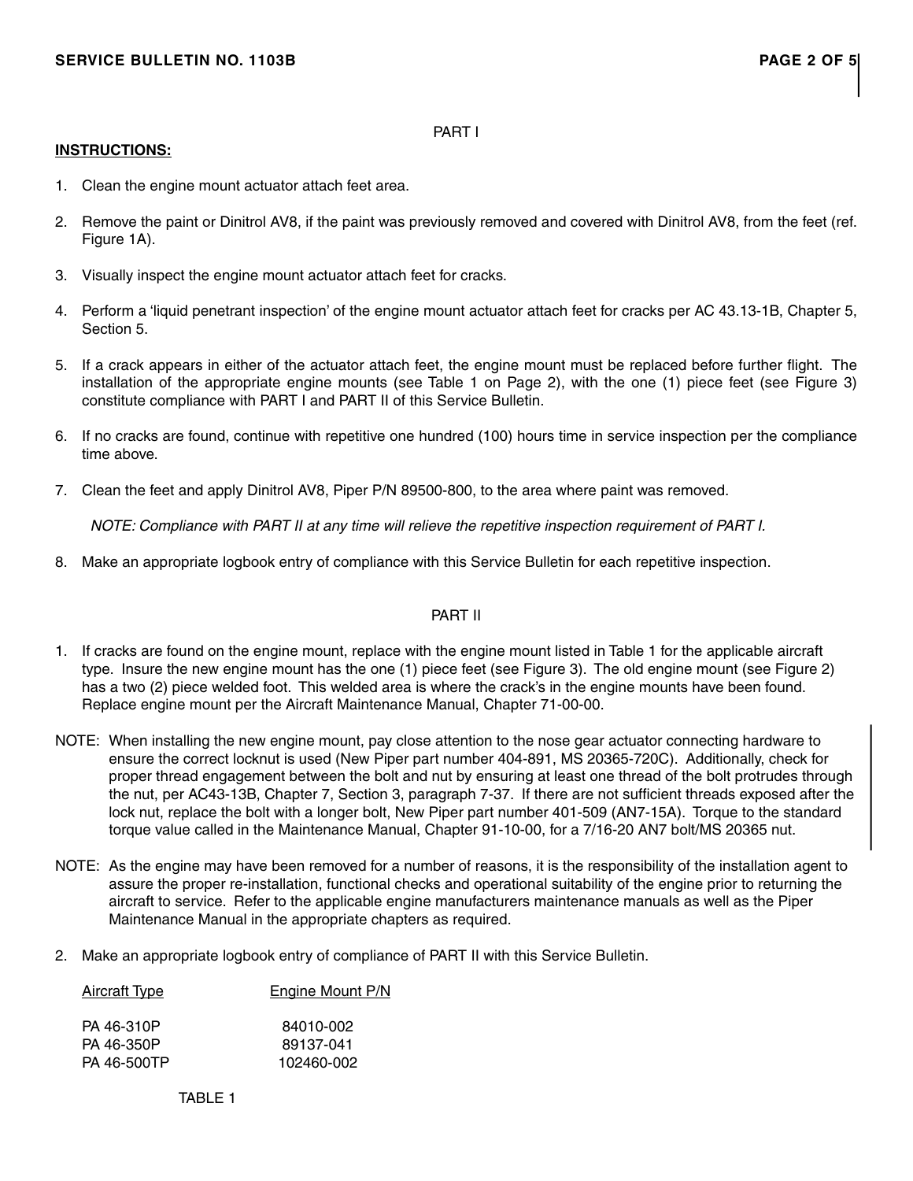## PART I

**INSTRUCTIONS:**

1. Clean the engine mount actuator attach feet area.

2. Remove the paint or Dinitrol AV8, if the paint was previously removed and covered with Dinitrol AV8, from the feet (ref. Figure 1A).

3. Visually inspect the engine mount actuator attach feet for cracks.

4. Perform a 'liquid penetrant inspection' of the engine mount actuator attach feet for cracks per AC 43.13-1B, Chapter 5, Section 5.

5. If a crack appears in either of the actuator attach feet, the engine mount must be replaced before further flight. The installation of the appropriate engine mounts (see Table 1 on Page 2), with the one (1) piece feet (see Figure 3) constitute compliance with PART I and PART II of this Service Bulletin.

6. If no cracks are found, continue with repetitive one hundred (100) hours time in service inspection per the compliance time above.

7. Clean the feet and apply Dinitrol AV8, Piper P/N 89500-800, to the area where paint was removed.

   *NOTE: Compliance with PART II at any time will relieve the repetitive inspection requirement of PART I.*

8. Make an appropriate logbook entry of compliance with this Service Bulletin for each repetitive inspection.

## PART II

1. If cracks are found on the engine mount, replace with the engine mount listed in Table 1 for the applicable aircraft type. Insure the new engine mount has the one (1) piece feet (see Figure 3). The old engine mount (see Figure 2) has a two (2) piece welded foot. This welded area is where the crack's in the engine mounts have been found. Replace engine mount per the Aircraft Maintenance Manual, Chapter 71-00-00.

NOTE: When installing the new engine mount, pay close attention to the nose gear actuator connecting hardware to ensure the correct locknut is used (New Piper part number 404-891, MS 20365-720C). Additionally, check for proper thread engagement between the bolt and nut by ensuring at least one thread of the bolt protrudes through the nut, per AC43-13B, Chapter 7, Section 3, paragraph 7-37. If there are not sufficient threads exposed after the lock nut, replace the bolt with a longer bolt, New Piper part number 401-509 (AN7-15A). Torque to the standard torque value called in the Maintenance Manual, Chapter 91-10-00, for a 7/16-20 AN7 bolt/MS 20365 nut.

NOTE: As the engine may have been removed for a number of reasons, it is the responsibility of the installation agent to assure the proper re-installation, functional checks and operational suitability of the engine prior to returning the aircraft to service. Refer to the applicable engine manufacturers maintenance manuals as well as the Piper Maintenance Manual in the appropriate chapters as required.

2. Make an appropriate logbook entry of compliance of PART II with this Service Bulletin.

| Aircraft Type | Engine Mount P/N |
|---|---|
| PA 46-310P | 84010-002 |
| PA 46-350P | 89137-041 |
| PA 46-500TP | 102460-002 |

TABLE 1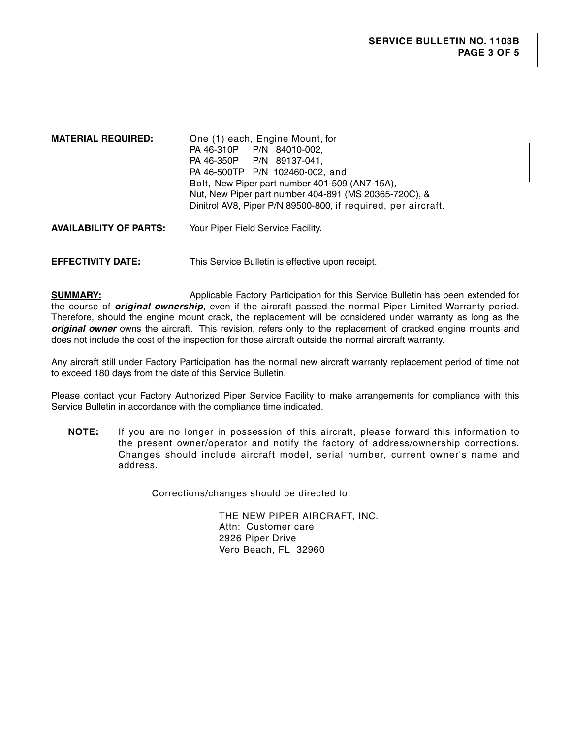**MATERIAL REQUIRED:** One (1) each, Engine Mount, for
PA 46-310P P/N 84010-002,
PA 46-350P P/N 89137-041,
PA 46-500TP P/N 102460-002, and
Bolt, New Piper part number 401-509 (AN7-15A),
Nut, New Piper part number 404-891 (MS 20365-720C), &
Dinitrol AV8, Piper P/N 89500-800, if required, per aircraft.

**AVAILABILITY OF PARTS:** Your Piper Field Service Facility.

**EFFECTIVITY DATE:** This Service Bulletin is effective upon receipt.

**SUMMARY:** Applicable Factory Participation for this Service Bulletin has been extended for the course of ***original ownership***, even if the aircraft passed the normal Piper Limited Warranty period. Therefore, should the engine mount crack, the replacement will be considered under warranty as long as the ***original owner*** owns the aircraft. This revision, refers only to the replacement of cracked engine mounts and does not include the cost of the inspection for those aircraft outside the normal aircraft warranty.

Any aircraft still under Factory Participation has the normal new aircraft warranty replacement period of time not to exceed 180 days from the date of this Service Bulletin.

Please contact your Factory Authorized Piper Service Facility to make arrangements for compliance with this Service Bulletin in accordance with the compliance time indicated.

**NOTE:** If you are no longer in possession of this aircraft, please forward this information to the present owner/operator and notify the factory of address/ownership corrections. Changes should include aircraft model, serial number, current owner's name and address.

Corrections/changes should be directed to:

THE NEW PIPER AIRCRAFT, INC.
Attn: Customer care
2926 Piper Drive
Vero Beach, FL 32960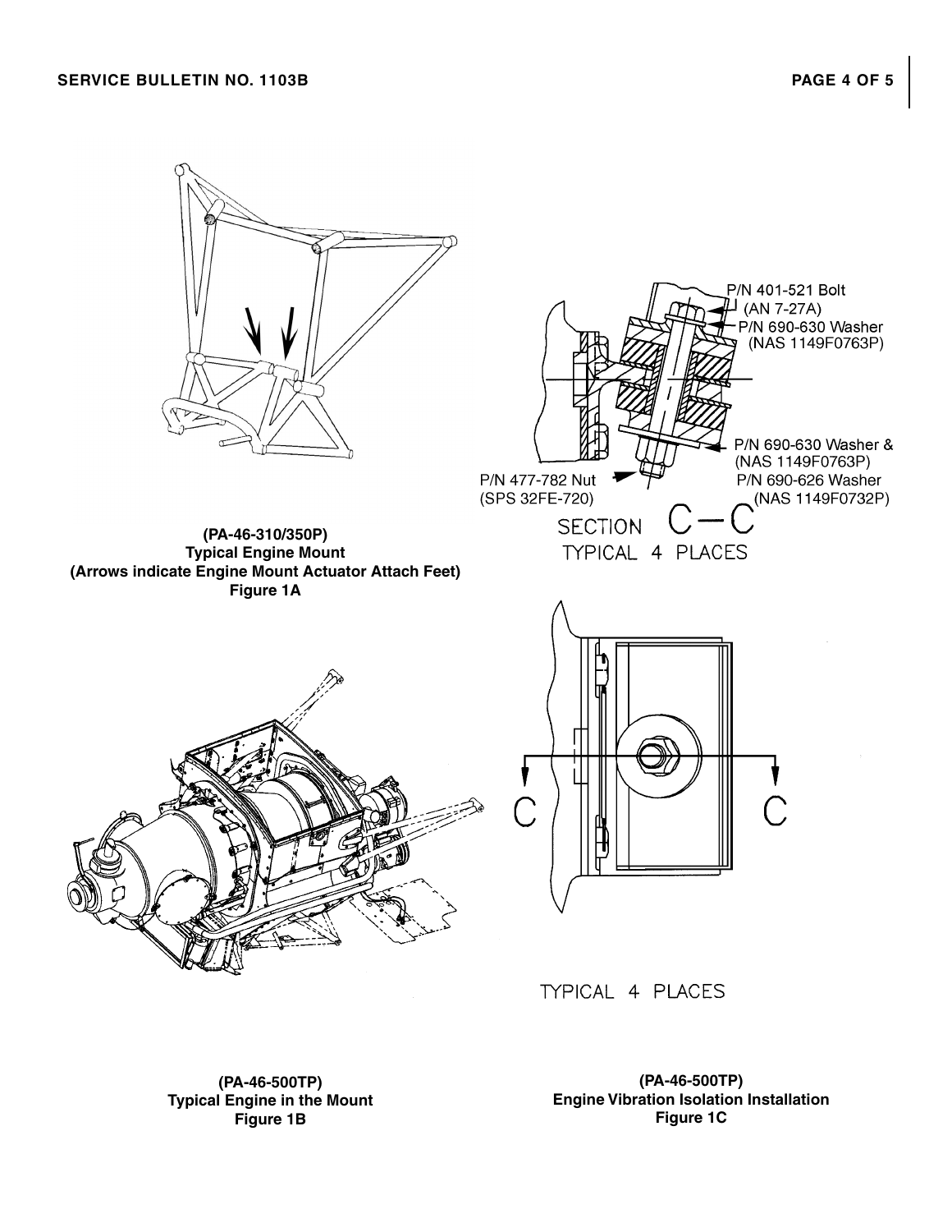P/N 401-521 Bolt
(AN 7-27A)
P/N 690-630 Washer
(NAS 1149F0763P)

P/N 690-630 Washer &
(NAS 1149F0763P)
P/N 690-626 Washer
(NAS 1149F0732P)

P/N 477-782 Nut
(SPS 32FE-720)

SECTION C—C
TYPICAL 4 PLACES

**(PA-46-310/350P)**
**Typical Engine Mount**
**(Arrows indicate Engine Mount Actuator Attach Feet)**
**Figure 1A**

C C

TYPICAL 4 PLACES

**(PA-46-500TP)**
**Typical Engine in the Mount**
**Figure 1B**

**(PA-46-500TP)**
**Engine Vibration Isolation Installation**
**Figure 1C**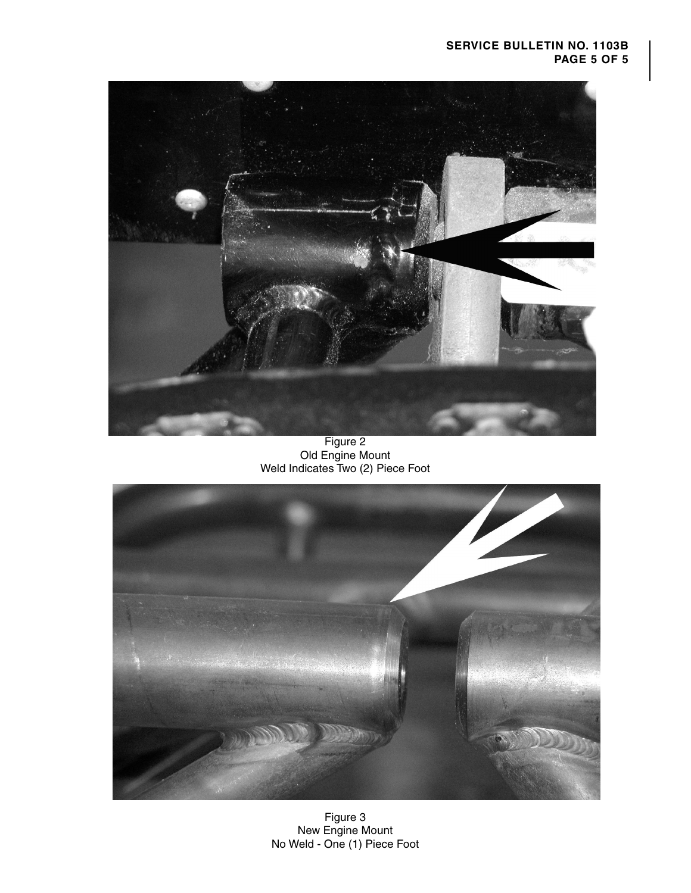Figure 2
Old Engine Mount
Weld Indicates Two (2) Piece Foot

Figure 3
New Engine Mount
No Weld - One (1) Piece Foot